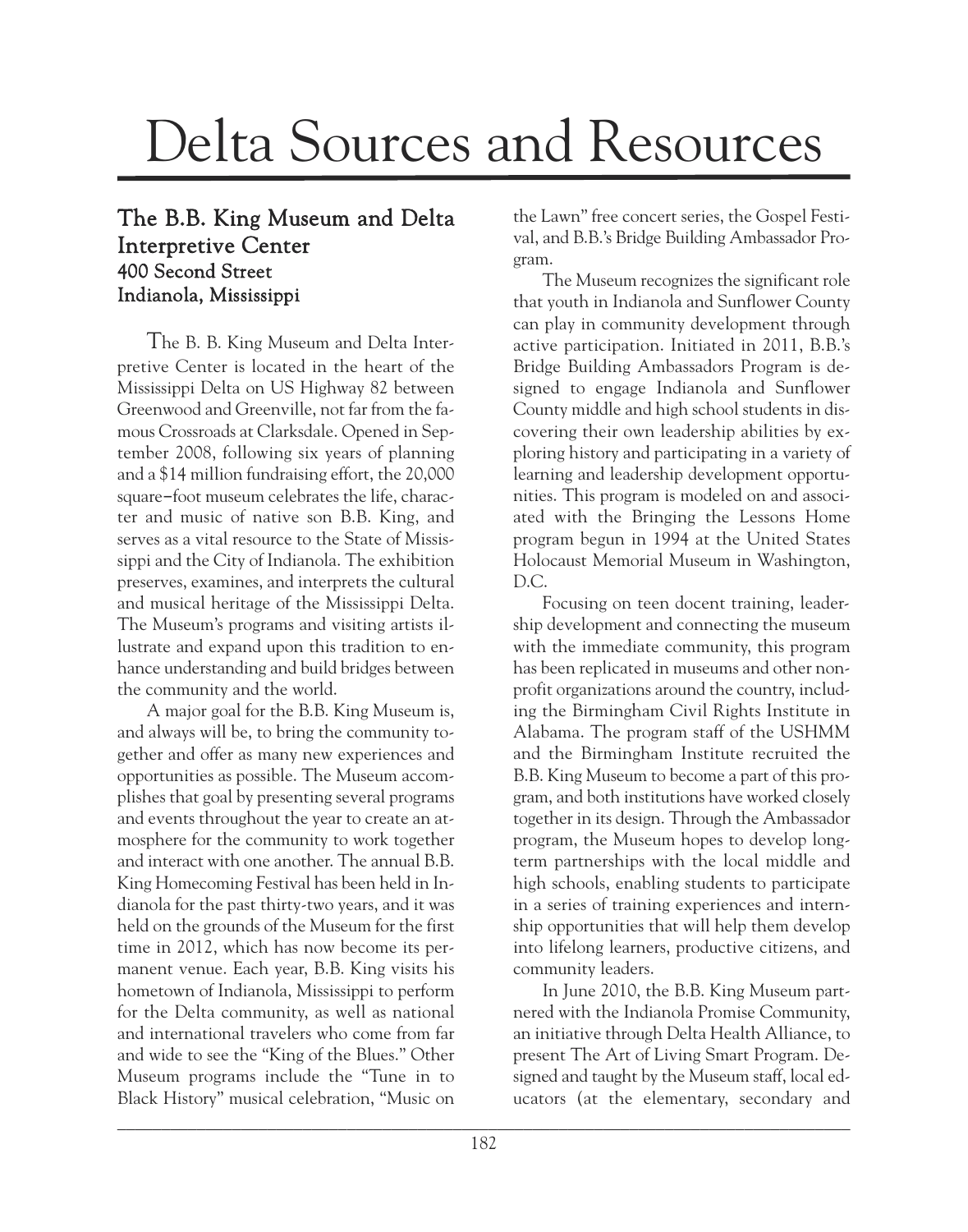# Delta Sources and Resources

## The B.B. King Museum and Delta Interpretive Center
### 400 Second Street
### Indianola, Mississippi

The B. B. King Museum and Delta Interpretive Center is located in the heart of the Mississippi Delta on US Highway 82 between Greenwood and Greenville, not far from the famous Crossroads at Clarksdale. Opened in September 2008, following six years of planning and a $14 million fundraising effort, the 20,000 square–foot museum celebrates the life, character and music of native son B.B. King, and serves as a vital resource to the State of Mississippi and the City of Indianola. The exhibition preserves, examines, and interprets the cultural and musical heritage of the Mississippi Delta. The Museum's programs and visiting artists illustrate and expand upon this tradition to enhance understanding and build bridges between the community and the world.

A major goal for the B.B. King Museum is, and always will be, to bring the community together and offer as many new experiences and opportunities as possible. The Museum accomplishes that goal by presenting several programs and events throughout the year to create an atmosphere for the community to work together and interact with one another. The annual B.B. King Homecoming Festival has been held in Indianola for the past thirty-two years, and it was held on the grounds of the Museum for the first time in 2012, which has now become its permanent venue. Each year, B.B. King visits his hometown of Indianola, Mississippi to perform for the Delta community, as well as national and international travelers who come from far and wide to see the "King of the Blues." Other Museum programs include the "Tune in to Black History" musical celebration, "Music on the Lawn" free concert series, the Gospel Festival, and B.B.'s Bridge Building Ambassador Program.

The Museum recognizes the significant role that youth in Indianola and Sunflower County can play in community development through active participation. Initiated in 2011, B.B.'s Bridge Building Ambassadors Program is designed to engage Indianola and Sunflower County middle and high school students in discovering their own leadership abilities by exploring history and participating in a variety of learning and leadership development opportunities. This program is modeled on and associated with the Bringing the Lessons Home program begun in 1994 at the United States Holocaust Memorial Museum in Washington, D.C.

Focusing on teen docent training, leadership development and connecting the museum with the immediate community, this program has been replicated in museums and other nonprofit organizations around the country, including the Birmingham Civil Rights Institute in Alabama. The program staff of the USHMM and the Birmingham Institute recruited the B.B. King Museum to become a part of this program, and both institutions have worked closely together in its design. Through the Ambassador program, the Museum hopes to develop long-term partnerships with the local middle and high schools, enabling students to participate in a series of training experiences and internship opportunities that will help them develop into lifelong learners, productive citizens, and community leaders.

In June 2010, the B.B. King Museum partnered with the Indianola Promise Community, an initiative through Delta Health Alliance, to present The Art of Living Smart Program. Designed and taught by the Museum staff, local educators (at the elementary, secondary and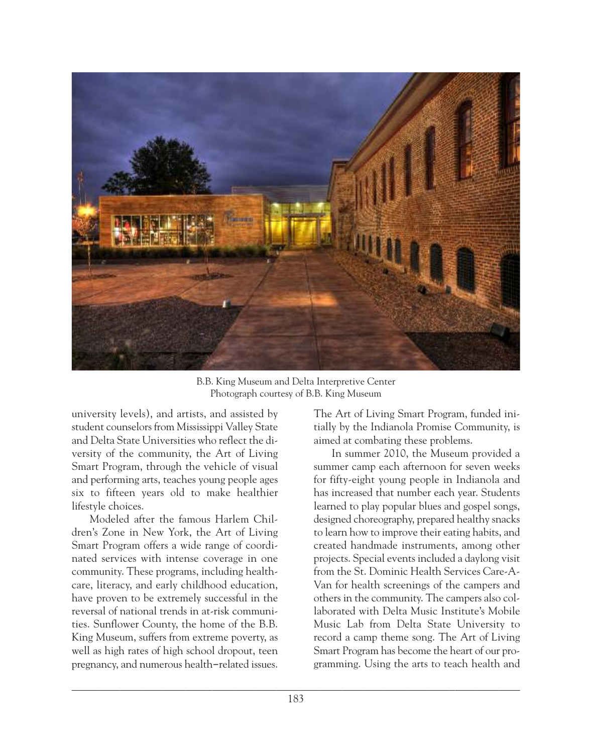B.B. King Museum and Delta Interpretive Center
Photograph courtesy of B.B. King Museum

university levels), and artists, and assisted by student counselors from Mississippi Valley State and Delta State Universities who reflect the diversity of the community, the Art of Living Smart Program, through the vehicle of visual and performing arts, teaches young people ages six to fifteen years old to make healthier lifestyle choices.

Modeled after the famous Harlem Children's Zone in New York, the Art of Living Smart Program offers a wide range of coordinated services with intense coverage in one community. These programs, including healthcare, literacy, and early childhood education, have proven to be extremely successful in the reversal of national trends in at-risk communities. Sunflower County, the home of the B.B. King Museum, suffers from extreme poverty, as well as high rates of high school dropout, teen pregnancy, and numerous health–related issues. The Art of Living Smart Program, funded initially by the Indianola Promise Community, is aimed at combating these problems.

In summer 2010, the Museum provided a summer camp each afternoon for seven weeks for fifty-eight young people in Indianola and has increased that number each year. Students learned to play popular blues and gospel songs, designed choreography, prepared healthy snacks to learn how to improve their eating habits, and created handmade instruments, among other projects. Special events included a daylong visit from the St. Dominic Health Services Care-A-Van for health screenings of the campers and others in the community. The campers also collaborated with Delta Music Institute's Mobile Music Lab from Delta State University to record a camp theme song. The Art of Living Smart Program has become the heart of our programming. Using the arts to teach health and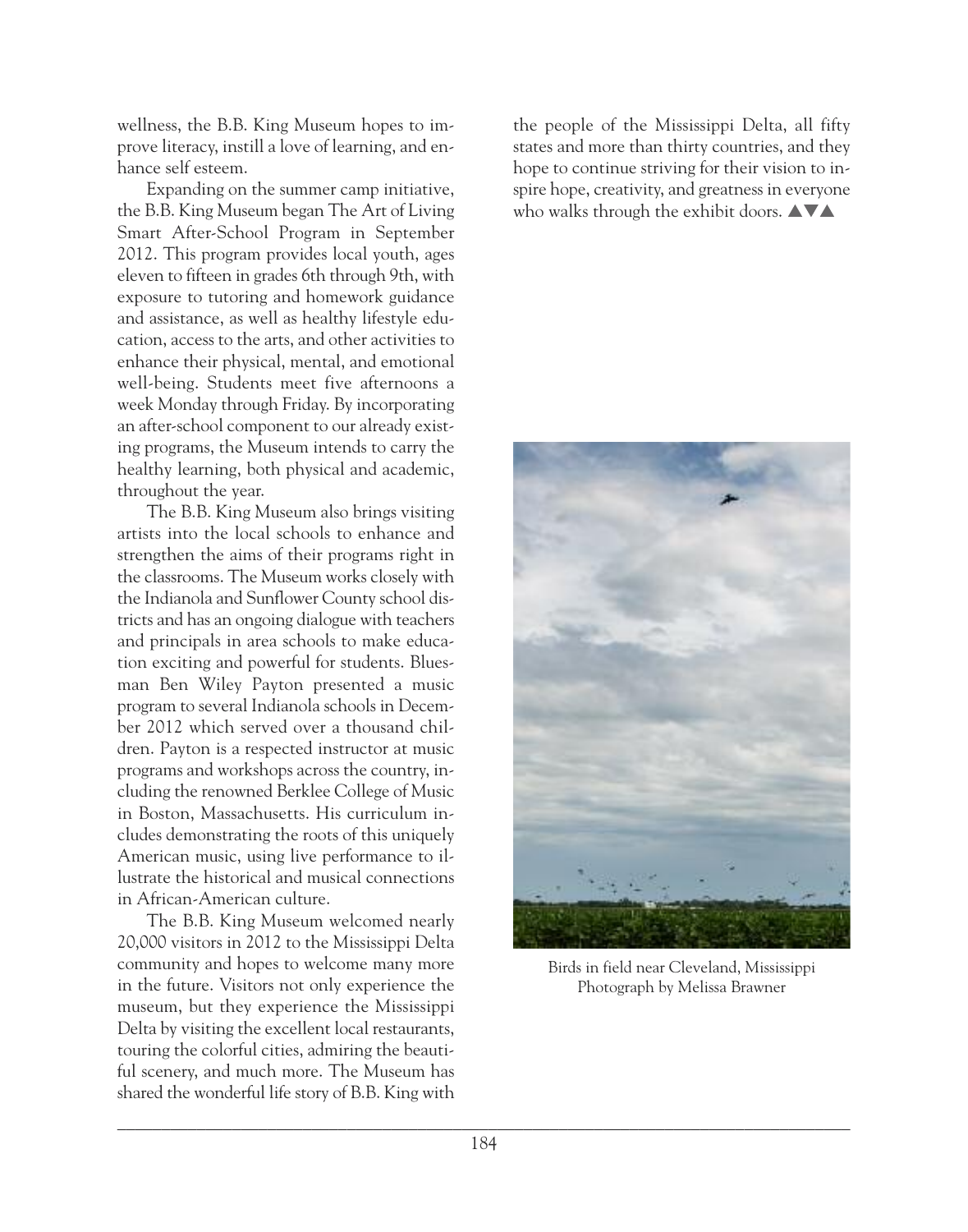wellness, the B.B. King Museum hopes to improve literacy, instill a love of learning, and enhance self esteem.

Expanding on the summer camp initiative, the B.B. King Museum began The Art of Living Smart After-School Program in September 2012. This program provides local youth, ages eleven to fifteen in grades 6th through 9th, with exposure to tutoring and homework guidance and assistance, as well as healthy lifestyle education, access to the arts, and other activities to enhance their physical, mental, and emotional well-being. Students meet five afternoons a week Monday through Friday. By incorporating an after-school component to our already existing programs, the Museum intends to carry the healthy learning, both physical and academic, throughout the year.

The B.B. King Museum also brings visiting artists into the local schools to enhance and strengthen the aims of their programs right in the classrooms. The Museum works closely with the Indianola and Sunflower County school districts and has an ongoing dialogue with teachers and principals in area schools to make education exciting and powerful for students. Bluesman Ben Wiley Payton presented a music program to several Indianola schools in December 2012 which served over a thousand children. Payton is a respected instructor at music programs and workshops across the country, including the renowned Berklee College of Music in Boston, Massachusetts. His curriculum includes demonstrating the roots of this uniquely American music, using live performance to illustrate the historical and musical connections in African-American culture.

The B.B. King Museum welcomed nearly 20,000 visitors in 2012 to the Mississippi Delta community and hopes to welcome many more in the future. Visitors not only experience the museum, but they experience the Mississippi Delta by visiting the excellent local restaurants, touring the colorful cities, admiring the beautiful scenery, and much more. The Museum has shared the wonderful life story of B.B. King with the people of the Mississippi Delta, all fifty states and more than thirty countries, and they hope to continue striving for their vision to inspire hope, creativity, and greatness in everyone who walks through the exhibit doors. ▲▼▲

Birds in field near Cleveland, Mississippi
Photograph by Melissa Brawner